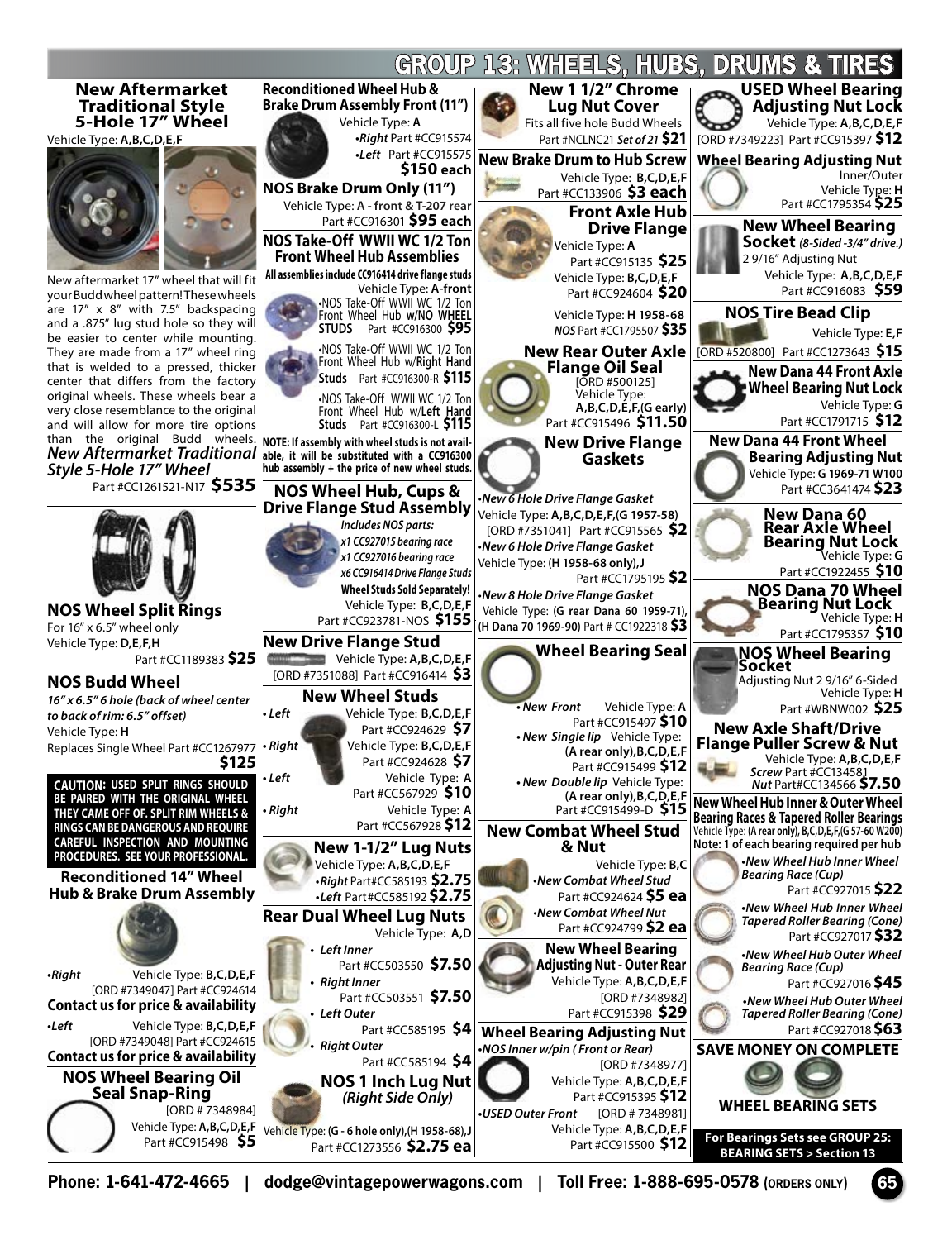# GROUP 13: WHEELS, HUBS, DRUMS & TIRES

## New Aftermarket Traditional Style 5-Hole 17" Wheel

Vehicle Type: **A,B,C,D,E,F**

New aftermarket 17" wheel that will fit your Budd wheel pattern! These wheels are 17" x 8" with 7.5" backspacing and a .875" lug stud hole so they will be easier to center while mounting. They are made from a 17" wheel ring that is welded to a pressed, thicker center that differs from the factory original wheels. These wheels bear a very close resemblance to the original and will allow for more tire options than the original Budd wheels. ***New Aftermarket Traditional Style 5-Hole 17" Wheel***

Part #CC1261521-N17 **$535**

## NOS Wheel Split Rings

For 16" x 6.5" wheel only
Vehicle Type: **D,E,F,H**
Part #CC1189383 **$25**

## NOS Budd Wheel

***16" x 6.5" 6 hole (back of wheel center to back of rim: 6.5" offset)***
Vehicle Type: **H**
Replaces Single Wheel Part #CC1267977 **$125**

**CAUTION: USED SPLIT RINGS SHOULD BE PAIRED WITH THE ORIGINAL WHEEL THEY CAME OFF OF. SPLIT RIM WHEELS & RINGS CAN BE DANGEROUS AND REQUIRE CAREFUL INSPECTION AND MOUNTING PROCEDURES. SEE YOUR PROFESSIONAL.**

## Reconditioned 14" Wheel Hub & Brake Drum Assembly

- ***Right*** Vehicle Type: **B,C,D,E,F**
  [ORD #7349047] Part #CC924614
  **Contact us for price & availability**
- ***Left*** Vehicle Type: **B,C,D,E,F**
  [ORD #7349048] Part #CC924615
  **Contact us for price & availability**

## NOS Wheel Bearing Oil Seal Snap-Ring

[ORD # 7348984]
Vehicle Type: **A,B,C,D,E,F**
Part #CC915498 **$5**

## Reconditioned Wheel Hub & Brake Drum Assembly Front (11")

Vehicle Type: **A**
- ***Right*** Part #CC915574
- ***Left*** Part #CC915575

**$150 each**

## NOS Brake Drum Only (11")

Vehicle Type: **A - front & T-207 rear**
Part #CC916301 **$95 each**

## NOS Take-Off WWII WC 1/2 Ton Front Wheel Hub Assemblies

**All assemblies include CC916414 drive flange studs**

Vehicle Type: **A-front**
- NOS Take-Off WWII WC 1/2 Ton Front Wheel Hub **w/NO WHEEL STUDS** Part #CC916300 **$95**
- NOS Take-Off WWII WC 1/2 Ton Front Wheel Hub w/**Right Hand Studs** Part #CC916300-R **$115**
- NOS Take-Off WWII WC 1/2 Ton Front Wheel Hub w/**Left Hand Studs** Part #CC916300-L **$115**

**NOTE: If assembly with wheel studs is not available, it will be substituted with a CC916300 hub assembly + the price of new wheel studs.**

## NOS Wheel Hub, Cups & Drive Flange Stud Assembly

***Includes NOS parts:***
***x1 CC927015 bearing race***
***x1 CC927016 bearing race***
***x6 CC916414 Drive Flange Studs***
**Wheel Studs Sold Separately!**

Vehicle Type: **B,C,D,E,F**
Part #CC923781-NOS **$155**

## New Drive Flange Stud

Vehicle Type: **A,B,C,D,E,F**
[ORD #7351088] Part #CC916414 **$3**

## New Wheel Studs

- ***Left*** Vehicle Type: **B,C,D,E,F** Part #CC924629 **$7**
- ***Right*** Vehicle Type: **B,C,D,E,F** Part #CC924628 **$7**
- ***Left*** Vehicle Type: **A** Part #CC567929 **$10**
- ***Right*** Vehicle Type: **A** Part #CC567928 **$12**

## New 1-1/2" Lug Nuts

Vehicle Type: **A,B,C,D,E,F**
- ***Right*** Part#CC585193 **$2.75**
- ***Left*** Part#CC585192 **$2.75**

## Rear Dual Wheel Lug Nuts

Vehicle Type: **A,D**
- ***Left Inner*** Part #CC503550 **$7.50**
- ***Right Inner*** Part #CC503551 **$7.50**
- ***Left Outer*** Part #CC585195 **$4**
- ***Right Outer*** Part #CC585194 **$4**

## NOS 1 Inch Lug Nut

***(Right Side Only)***
Vehicle Type: **(G - 6 hole only),(H 1958-68),J**
Part #CC1273556 **$2.75 ea**

## New 1 1/2" Chrome Lug Nut Cover

Fits all five hole Budd Wheels
Part #NCLNC21 ***Set of 21*** **$21**

## New Brake Drum to Hub Screw

Vehicle Type: **B,C,D,E,F**
Part #CC133906 **$3 each**

## Front Axle Hub Drive Flange

Vehicle Type: **A**
Part #CC915135 **$25**

Vehicle Type: **B,C,D,E,F**
Part #CC924604 **$20**

Vehicle Type: **H 1958-68**
***NOS*** Part #CC1795507 **$35**

## New Rear Outer Axle Flange Oil Seal

[ORD #500125]
Vehicle Type: **A,B,C,D,E,F,(G early)**
Part #CC915496 **$11.50**

## New Drive Flange Gaskets

- ***New 6 Hole Drive Flange Gasket***
  Vehicle Type: **A,B,C,D,E,F,(G 1957-58)**
  [ORD #7351041] Part #CC915565 **$2**
- ***New 6 Hole Drive Flange Gasket***
  Vehicle Type: **(H 1958-68 only),J**
  Part #CC1795195 **$2**
- ***New 8 Hole Drive Flange Gasket***
  Vehicle Type: **(G rear Dana 60 1959-71), (H Dana 70 1969-90)** Part # CC1922318 **$3**

## Wheel Bearing Seal

- ***New Front*** Vehicle Type: **A**
  Part #CC915497 **$10**
- ***New Single lip*** Vehicle Type: **(A rear only),B,C,D,E,F**
  Part #CC915499 **$12**
- ***New Double lip*** Vehicle Type: **(A rear only),B,C,D,E,F**
  Part #CC915499-D **$15**

## New Combat Wheel Stud & Nut

Vehicle Type: **B,C**
- ***New Combat Wheel Stud*** Part #CC924624 **$5 ea**
- ***New Combat Wheel Nut*** Part #CC924799 **$2 ea**

## New Wheel Bearing Adjusting Nut - Outer Rear

Vehicle Type: **A,B,C,D,E,F**
[ORD #7348982]
Part #CC915398 **$29**

## Wheel Bearing Adjusting Nut

- ***NOS Inner w/pin ( Front or Rear)***
  [ORD #7348977]
  Vehicle Type: **A,B,C,D,E,F**
  Part #CC915395 **$12**
- ***USED Outer Front*** [ORD # 7348981]
  Vehicle Type: **A,B,C,D,E,F**
  Part #CC915500 **$12**

## USED Wheel Bearing Adjusting Nut Lock

Vehicle Type: **A,B,C,D,E,F**
[ORD #7349223] Part #CC915397 **$12**

## Wheel Bearing Adjusting Nut

Inner/Outer
Vehicle Type: **H**
Part #CC1795354 **$25**

## New Wheel Bearing Socket *(8-Sided -3/4" drive.)*

2 9/16" Adjusting Nut
Vehicle Type: **A,B,C,D,E,F**
Part #CC916083 **$59**

## NOS Tire Bead Clip

Vehicle Type: **E,F**
[ORD #520800] Part #CC1273643 **$15**

## New Dana 44 Front Axle Wheel Bearing Nut Lock

Vehicle Type: **G**
Part #CC1791715 **$12**

## New Dana 44 Front Wheel Bearing Adjusting Nut

Vehicle Type: **G 1969-71 W100**
Part #CC3641474 **$23**

## New Dana 60 Rear Axle Wheel Bearing Nut Lock

Vehicle Type: **G**
Part #CC1922455 **$10**

## NOS Dana 70 Wheel Bearing Nut Lock

Vehicle Type: **H**
Part #CC1795357 **$10**

## NOS Wheel Bearing Socket

Adjusting Nut 2 9/16" 6-Sided
Vehicle Type: **H**
Part #WBNW002 **$25**

## New Axle Shaft/Drive Flange Puller Screw & Nut

Vehicle Type: **A,B,C,D,E,F**
***Screw*** Part #CC134581
***Nut*** Part#CC134566 **$7.50**

## New Wheel Hub Inner & Outer Wheel Bearing Races & Tapered Roller Bearings

Vehicle Type: (A rear only), B,C,D,E,F,(G 57-60 W200)
**Note: 1 of each bearing required per hub**

- ***New Wheel Hub Inner Wheel Bearing Race (Cup)*** Part #CC927015 **$22**
- ***New Wheel Hub Inner Wheel Tapered Roller Bearing (Cone)*** Part #CC927017 **$32**
- ***New Wheel Hub Outer Wheel Bearing Race (Cup)*** Part #CC927016 **$45**
- ***New Wheel Hub Outer Wheel Tapered Roller Bearing (Cone)*** Part #CC927018 **$63**

## SAVE MONEY ON COMPLETE WHEEL BEARING SETS

**For Bearings Sets see GROUP 25: BEARING SETS > Section 13**

Phone: 1-641-472-4665 | dodge@vintagepowerwagons.com | Toll Free: 1-888-695-0578 (ORDERS ONLY)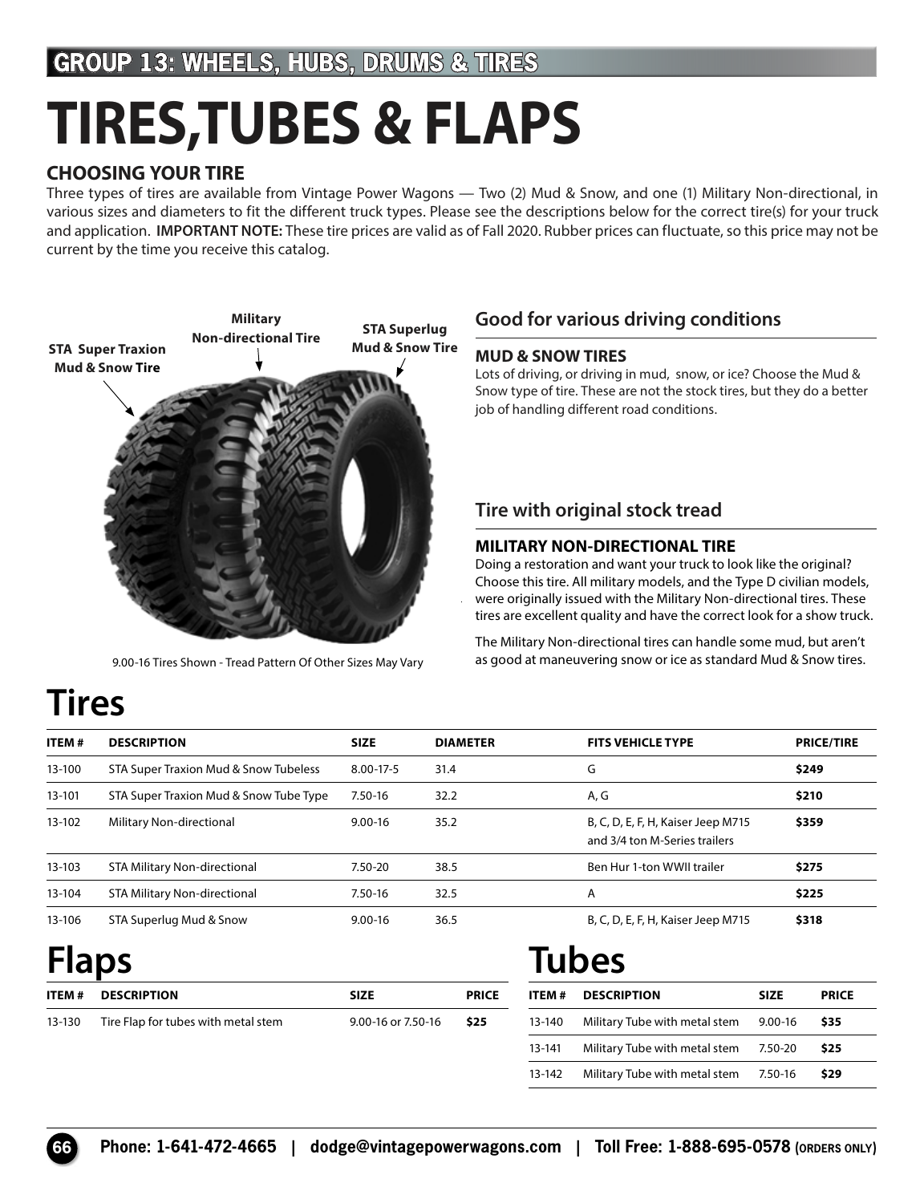## GROUP 13: WHEELS, HUBS, DRUMS & TIRES

# TIRES,TUBES & FLAPS

### CHOOSING YOUR TIRE

Three types of tires are available from Vintage Power Wagons — Two (2) Mud & Snow, and one (1) Military Non-directional, in various sizes and diameters to fit the different truck types. Please see the descriptions below for the correct tire(s) for your truck and application. **IMPORTANT NOTE:** These tire prices are valid as of Fall 2020. Rubber prices can fluctuate, so this price may not be current by the time you receive this catalog.

STA Super Traxion Mud & Snow Tire

Military Non-directional Tire

STA Superlug Mud & Snow Tire

9.00-16 Tires Shown - Tread Pattern Of Other Sizes May Vary

## Good for various driving conditions

### MUD & SNOW TIRES

Lots of driving, or driving in mud, snow, or ice? Choose the Mud & Snow type of tire. These are not the stock tires, but they do a better job of handling different road conditions.

## Tire with original stock tread

### MILITARY NON-DIRECTIONAL TIRE

Doing a restoration and want your truck to look like the original? Choose this tire. All military models, and the Type D civilian models, were originally issued with the Military Non-directional tires. These tires are excellent quality and have the correct look for a show truck.

The Military Non-directional tires can handle some mud, but aren't as good at maneuvering snow or ice as standard Mud & Snow tires.

# Tires

| ITEM # | DESCRIPTION | SIZE | DIAMETER | FITS VEHICLE TYPE | PRICE/TIRE |
|---|---|---|---|---|---|
| 13-100 | STA Super Traxion Mud & Snow Tubeless | 8.00-17-5 | 31.4 | G | **$249** |
| 13-101 | STA Super Traxion Mud & Snow Tube Type | 7.50-16 | 32.2 | A, G | **$210** |
| 13-102 | Military Non-directional | 9.00-16 | 35.2 | B, C, D, E, F, H, Kaiser Jeep M715 and 3/4 ton M-Series trailers | **$359** |
| 13-103 | STA Military Non-directional | 7.50-20 | 38.5 | Ben Hur 1-ton WWII trailer | **$275** |
| 13-104 | STA Military Non-directional | 7.50-16 | 32.5 | A | **$225** |
| 13-106 | STA Superlug Mud & Snow | 9.00-16 | 36.5 | B, C, D, E, F, H, Kaiser Jeep M715 | **$318** |

# Flaps

| ITEM # | DESCRIPTION | SIZE | PRICE |
|---|---|---|---|
| 13-130 | Tire Flap for tubes with metal stem | 9.00-16 or 7.50-16 | **$25** |

# Tubes

| ITEM # | DESCRIPTION | SIZE | PRICE |
|---|---|---|---|
| 13-140 | Military Tube with metal stem | 9.00-16 | **$35** |
| 13-141 | Military Tube with metal stem | 7.50-20 | **$25** |
| 13-142 | Military Tube with metal stem | 7.50-16 | **$29** |

Phone: 1-641-472-4665 | dodge@vintagepowerwagons.com | Toll Free: 1-888-695-0578 (ORDERS ONLY)